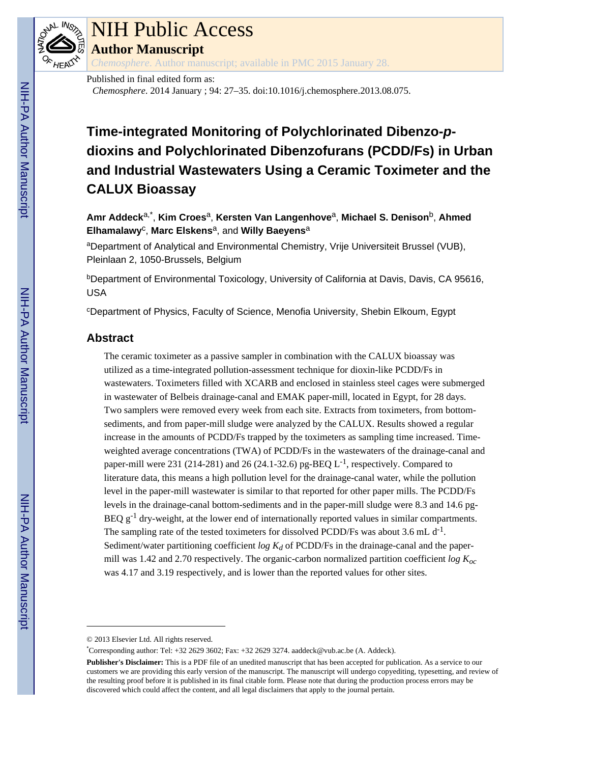# NIH Public Access

**Author Manuscript**

*Chemosphere*. Author manuscript; available in PMC 2015 January 28.

Published in final edited form as:

*Chemosphere*. 2014 January ; 94: 27–35. doi:10.1016/j.chemosphere.2013.08.075.

# Time-integrated Monitoring of Polychlorinated Dibenzo-*p*-dioxins and Polychlorinated Dibenzofurans (PCDD/Fs) in Urban and Industrial Wastewaters Using a Ceramic Toximeter and the CALUX Bioassay

**Amr Addeck**[a,*], **Kim Croes**[a], **Kersten Van Langenhove**[a], **Michael S. Denison**[b], **Ahmed Elhamalawy**[c], **Marc Elskens**[a], and **Willy Baeyens**[a]

[a]Department of Analytical and Environmental Chemistry, Vrije Universiteit Brussel (VUB), Pleinlaan 2, 1050-Brussels, Belgium

[b]Department of Environmental Toxicology, University of California at Davis, Davis, CA 95616, USA

[c]Department of Physics, Faculty of Science, Menofia University, Shebin Elkoum, Egypt

## Abstract

The ceramic toximeter as a passive sampler in combination with the CALUX bioassay was utilized as a time-integrated pollution-assessment technique for dioxin-like PCDD/Fs in wastewaters. Toximeters filled with XCARB and enclosed in stainless steel cages were submerged in wastewater of Belbeis drainage-canal and EMAK paper-mill, located in Egypt, for 28 days. Two samplers were removed every week from each site. Extracts from toximeters, from bottom-sediments, and from paper-mill sludge were analyzed by the CALUX. Results showed a regular increase in the amounts of PCDD/Fs trapped by the toximeters as sampling time increased. Time-weighted average concentrations (TWA) of PCDD/Fs in the wastewaters of the drainage-canal and paper-mill were 231 (214-281) and 26 (24.1-32.6) pg-BEQ $L^{-1}$, respectively. Compared to literature data, this means a high pollution level for the drainage-canal water, while the pollution level in the paper-mill wastewater is similar to that reported for other paper mills. The PCDD/Fs levels in the drainage-canal bottom-sediments and in the paper-mill sludge were 8.3 and 14.6 pg-BEQ $g^{-1}$ dry-weight, at the lower end of internationally reported values in similar compartments. The sampling rate of the tested toximeters for dissolved PCDD/Fs was about 3.6 mL $d^{-1}$. Sediment/water partitioning coefficient $\log K_d$ of PCDD/Fs in the drainage-canal and the paper-mill was 1.42 and 2.70 respectively. The organic-carbon normalized partition coefficient $\log K_{oc}$ was 4.17 and 3.19 respectively, and is lower than the reported values for other sites.

---

© 2013 Elsevier Ltd. All rights reserved.

*Corresponding author: Tel: +32 2629 3602; Fax: +32 2629 3274. aaddeck@vub.ac.be (A. Addeck).

**Publisher's Disclaimer:** This is a PDF file of an unedited manuscript that has been accepted for publication. As a service to our customers we are providing this early version of the manuscript. The manuscript will undergo copyediting, typesetting, and review of the resulting proof before it is published in its final citable form. Please note that during the production process errors may be discovered which could affect the content, and all legal disclaimers that apply to the journal pertain.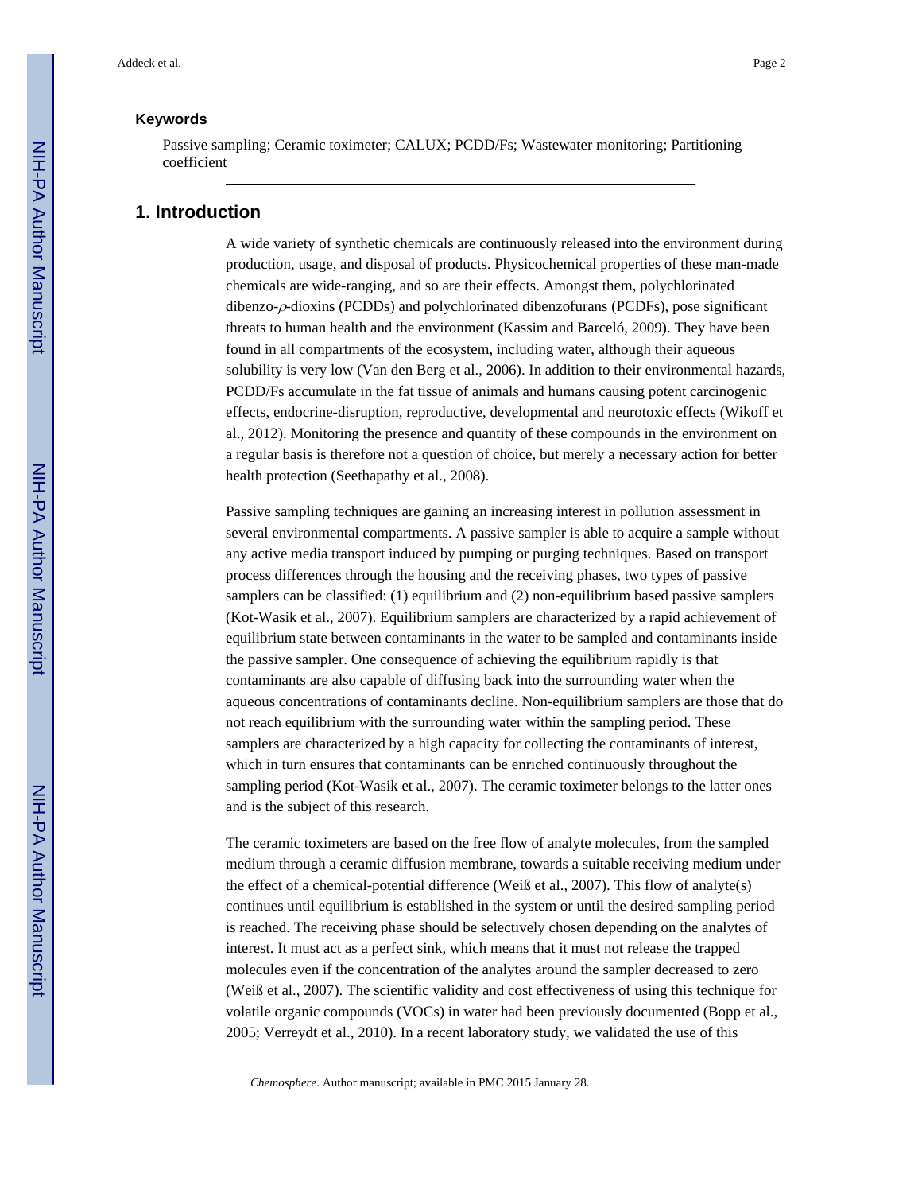### Keywords

Passive sampling; Ceramic toximeter; CALUX; PCDD/Fs; Wastewater monitoring; Partitioning coefficient

## 1. Introduction

A wide variety of synthetic chemicals are continuously released into the environment during production, usage, and disposal of products. Physicochemical properties of these man-made chemicals are wide-ranging, and so are their effects. Amongst them, polychlorinated dibenzo-$\rho$-dioxins (PCDDs) and polychlorinated dibenzofurans (PCDFs), pose significant threats to human health and the environment (Kassim and Barceló, 2009). They have been found in all compartments of the ecosystem, including water, although their aqueous solubility is very low (Van den Berg et al., 2006). In addition to their environmental hazards, PCDD/Fs accumulate in the fat tissue of animals and humans causing potent carcinogenic effects, endocrine-disruption, reproductive, developmental and neurotoxic effects (Wikoff et al., 2012). Monitoring the presence and quantity of these compounds in the environment on a regular basis is therefore not a question of choice, but merely a necessary action for better health protection (Seethapathy et al., 2008).

Passive sampling techniques are gaining an increasing interest in pollution assessment in several environmental compartments. A passive sampler is able to acquire a sample without any active media transport induced by pumping or purging techniques. Based on transport process differences through the housing and the receiving phases, two types of passive samplers can be classified: (1) equilibrium and (2) non-equilibrium based passive samplers (Kot-Wasik et al., 2007). Equilibrium samplers are characterized by a rapid achievement of equilibrium state between contaminants in the water to be sampled and contaminants inside the passive sampler. One consequence of achieving the equilibrium rapidly is that contaminants are also capable of diffusing back into the surrounding water when the aqueous concentrations of contaminants decline. Non-equilibrium samplers are those that do not reach equilibrium with the surrounding water within the sampling period. These samplers are characterized by a high capacity for collecting the contaminants of interest, which in turn ensures that contaminants can be enriched continuously throughout the sampling period (Kot-Wasik et al., 2007). The ceramic toximeter belongs to the latter ones and is the subject of this research.

The ceramic toximeters are based on the free flow of analyte molecules, from the sampled medium through a ceramic diffusion membrane, towards a suitable receiving medium under the effect of a chemical-potential difference (Weiß et al., 2007). This flow of analyte(s) continues until equilibrium is established in the system or until the desired sampling period is reached. The receiving phase should be selectively chosen depending on the analytes of interest. It must act as a perfect sink, which means that it must not release the trapped molecules even if the concentration of the analytes around the sampler decreased to zero (Weiß et al., 2007). The scientific validity and cost effectiveness of using this technique for volatile organic compounds (VOCs) in water had been previously documented (Bopp et al., 2005; Verreydt et al., 2010). In a recent laboratory study, we validated the use of this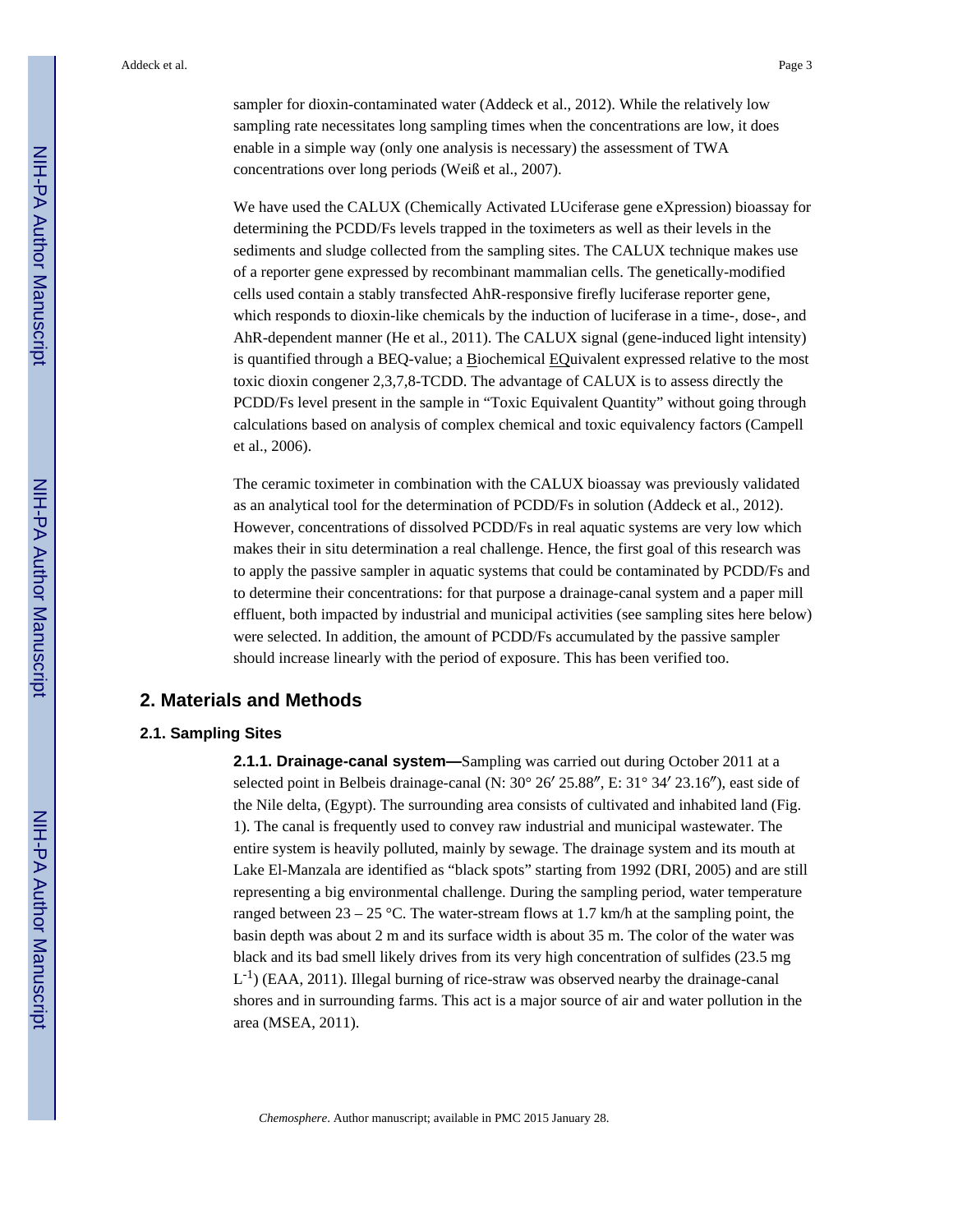sampler for dioxin-contaminated water (Addeck et al., 2012). While the relatively low sampling rate necessitates long sampling times when the concentrations are low, it does enable in a simple way (only one analysis is necessary) the assessment of TWA concentrations over long periods (Weiß et al., 2007).

We have used the CALUX (Chemically Activated LUciferase gene eXpression) bioassay for determining the PCDD/Fs levels trapped in the toximeters as well as their levels in the sediments and sludge collected from the sampling sites. The CALUX technique makes use of a reporter gene expressed by recombinant mammalian cells. The genetically-modified cells used contain a stably transfected AhR-responsive firefly luciferase reporter gene, which responds to dioxin-like chemicals by the induction of luciferase in a time-, dose-, and AhR-dependent manner (He et al., 2011). The CALUX signal (gene-induced light intensity) is quantified through a BEQ-value; a Biochemical EQuivalent expressed relative to the most toxic dioxin congener 2,3,7,8-TCDD. The advantage of CALUX is to assess directly the PCDD/Fs level present in the sample in "Toxic Equivalent Quantity" without going through calculations based on analysis of complex chemical and toxic equivalency factors (Campell et al., 2006).

The ceramic toximeter in combination with the CALUX bioassay was previously validated as an analytical tool for the determination of PCDD/Fs in solution (Addeck et al., 2012). However, concentrations of dissolved PCDD/Fs in real aquatic systems are very low which makes their in situ determination a real challenge. Hence, the first goal of this research was to apply the passive sampler in aquatic systems that could be contaminated by PCDD/Fs and to determine their concentrations: for that purpose a drainage-canal system and a paper mill effluent, both impacted by industrial and municipal activities (see sampling sites here below) were selected. In addition, the amount of PCDD/Fs accumulated by the passive sampler should increase linearly with the period of exposure. This has been verified too.

## 2. Materials and Methods

### 2.1. Sampling Sites

**2.1.1. Drainage-canal system—**Sampling was carried out during October 2011 at a selected point in Belbeis drainage-canal (N: 30° 26′ 25.88″, E: 31° 34′ 23.16″), east side of the Nile delta, (Egypt). The surrounding area consists of cultivated and inhabited land (Fig. 1). The canal is frequently used to convey raw industrial and municipal wastewater. The entire system is heavily polluted, mainly by sewage. The drainage system and its mouth at Lake El-Manzala are identified as "black spots" starting from 1992 (DRI, 2005) and are still representing a big environmental challenge. During the sampling period, water temperature ranged between 23 – 25 °C. The water-stream flows at 1.7 km/h at the sampling point, the basin depth was about 2 m and its surface width is about 35 m. The color of the water was black and its bad smell likely drives from its very high concentration of sulfides (23.5 mg $L^{-1}$) (EAA, 2011). Illegal burning of rice-straw was observed nearby the drainage-canal shores and in surrounding farms. This act is a major source of air and water pollution in the area (MSEA, 2011).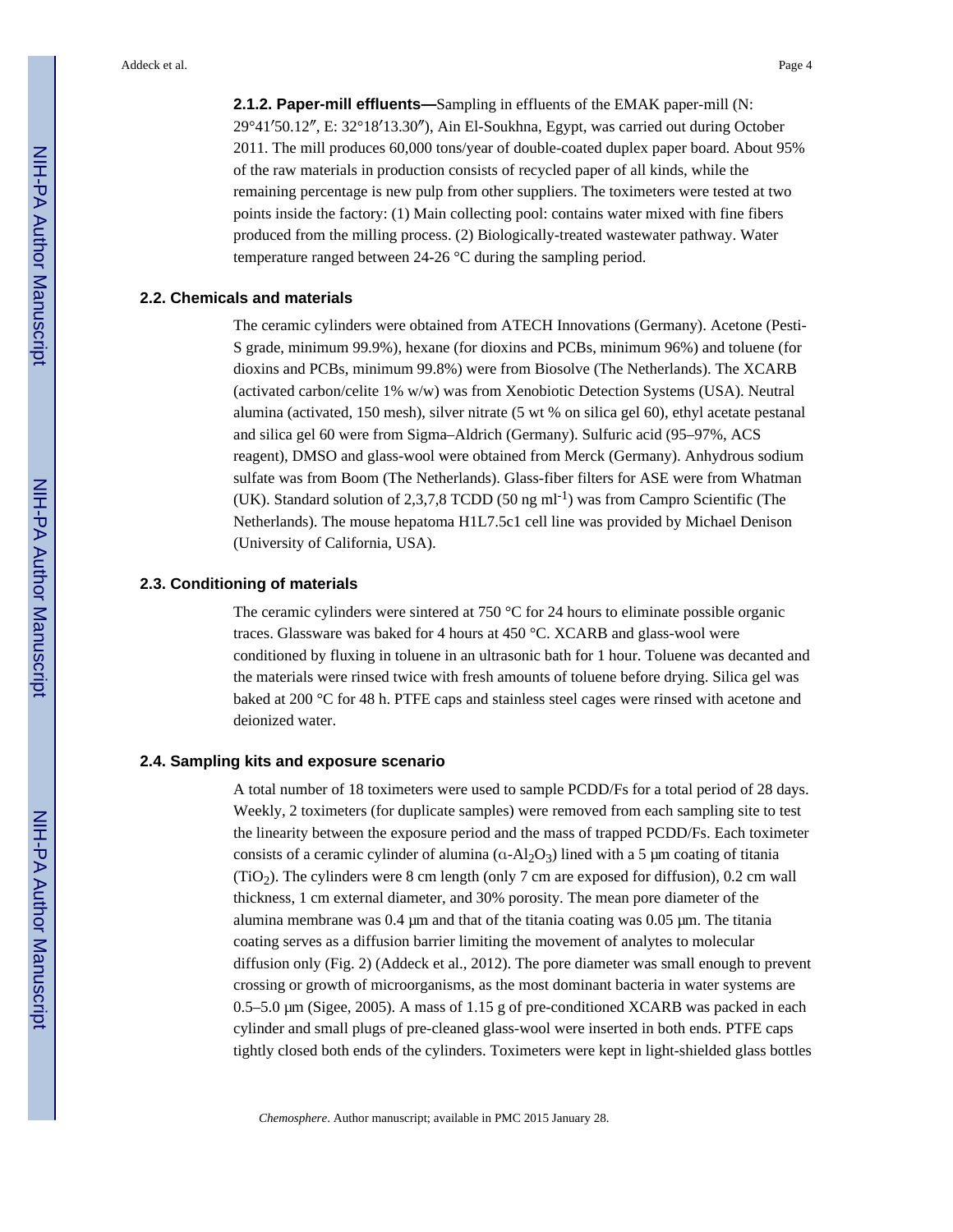**2.1.2. Paper-mill effluents—**Sampling in effluents of the EMAK paper-mill (N: 29°41′50.12″, E: 32°18′13.30″), Ain El-Soukhna, Egypt, was carried out during October 2011. The mill produces 60,000 tons/year of double-coated duplex paper board. About 95% of the raw materials in production consists of recycled paper of all kinds, while the remaining percentage is new pulp from other suppliers. The toximeters were tested at two points inside the factory: (1) Main collecting pool: contains water mixed with fine fibers produced from the milling process. (2) Biologically-treated wastewater pathway. Water temperature ranged between 24-26 °C during the sampling period.

### 2.2. Chemicals and materials

The ceramic cylinders were obtained from ATECH Innovations (Germany). Acetone (Pesti-S grade, minimum 99.9%), hexane (for dioxins and PCBs, minimum 96%) and toluene (for dioxins and PCBs, minimum 99.8%) were from Biosolve (The Netherlands). The XCARB (activated carbon/celite 1% w/w) was from Xenobiotic Detection Systems (USA). Neutral alumina (activated, 150 mesh), silver nitrate (5 wt % on silica gel 60), ethyl acetate pestanal and silica gel 60 were from Sigma–Aldrich (Germany). Sulfuric acid (95–97%, ACS reagent), DMSO and glass-wool were obtained from Merck (Germany). Anhydrous sodium sulfate was from Boom (The Netherlands). Glass-fiber filters for ASE were from Whatman (UK). Standard solution of 2,3,7,8 TCDD (50 ng $ml^{-1}$) was from Campro Scientific (The Netherlands). The mouse hepatoma H1L7.5c1 cell line was provided by Michael Denison (University of California, USA).

### 2.3. Conditioning of materials

The ceramic cylinders were sintered at 750 °C for 24 hours to eliminate possible organic traces. Glassware was baked for 4 hours at 450 °C. XCARB and glass-wool were conditioned by fluxing in toluene in an ultrasonic bath for 1 hour. Toluene was decanted and the materials were rinsed twice with fresh amounts of toluene before drying. Silica gel was baked at 200 °C for 48 h. PTFE caps and stainless steel cages were rinsed with acetone and deionized water.

### 2.4. Sampling kits and exposure scenario

A total number of 18 toximeters were used to sample PCDD/Fs for a total period of 28 days. Weekly, 2 toximeters (for duplicate samples) were removed from each sampling site to test the linearity between the exposure period and the mass of trapped PCDD/Fs. Each toximeter consists of a ceramic cylinder of alumina ($\alpha$-$Al_2O_3$) lined with a 5 µm coating of titania ($TiO_2$). The cylinders were 8 cm length (only 7 cm are exposed for diffusion), 0.2 cm wall thickness, 1 cm external diameter, and 30% porosity. The mean pore diameter of the alumina membrane was 0.4 µm and that of the titania coating was 0.05 µm. The titania coating serves as a diffusion barrier limiting the movement of analytes to molecular diffusion only (Fig. 2) (Addeck et al., 2012). The pore diameter was small enough to prevent crossing or growth of microorganisms, as the most dominant bacteria in water systems are 0.5–5.0 µm (Sigee, 2005). A mass of 1.15 g of pre-conditioned XCARB was packed in each cylinder and small plugs of pre-cleaned glass-wool were inserted in both ends. PTFE caps tightly closed both ends of the cylinders. Toximeters were kept in light-shielded glass bottles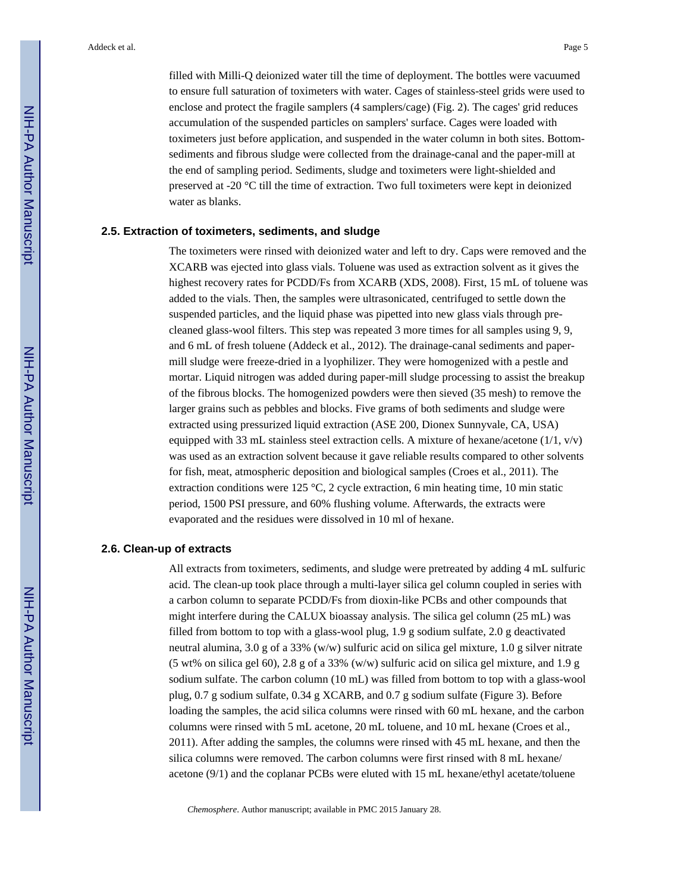filled with Milli-Q deionized water till the time of deployment. The bottles were vacuumed to ensure full saturation of toximeters with water. Cages of stainless-steel grids were used to enclose and protect the fragile samplers (4 samplers/cage) (Fig. 2). The cages' grid reduces accumulation of the suspended particles on samplers' surface. Cages were loaded with toximeters just before application, and suspended in the water column in both sites. Bottom-sediments and fibrous sludge were collected from the drainage-canal and the paper-mill at the end of sampling period. Sediments, sludge and toximeters were light-shielded and preserved at -20 °C till the time of extraction. Two full toximeters were kept in deionized water as blanks.

### 2.5. Extraction of toximeters, sediments, and sludge

The toximeters were rinsed with deionized water and left to dry. Caps were removed and the XCARB was ejected into glass vials. Toluene was used as extraction solvent as it gives the highest recovery rates for PCDD/Fs from XCARB (XDS, 2008). First, 15 mL of toluene was added to the vials. Then, the samples were ultrasonicated, centrifuged to settle down the suspended particles, and the liquid phase was pipetted into new glass vials through pre-cleaned glass-wool filters. This step was repeated 3 more times for all samples using 9, 9, and 6 mL of fresh toluene (Addeck et al., 2012). The drainage-canal sediments and paper-mill sludge were freeze-dried in a lyophilizer. They were homogenized with a pestle and mortar. Liquid nitrogen was added during paper-mill sludge processing to assist the breakup of the fibrous blocks. The homogenized powders were then sieved (35 mesh) to remove the larger grains such as pebbles and blocks. Five grams of both sediments and sludge were extracted using pressurized liquid extraction (ASE 200, Dionex Sunnyvale, CA, USA) equipped with 33 mL stainless steel extraction cells. A mixture of hexane/acetone (1/1, v/v) was used as an extraction solvent because it gave reliable results compared to other solvents for fish, meat, atmospheric deposition and biological samples (Croes et al., 2011). The extraction conditions were 125 °C, 2 cycle extraction, 6 min heating time, 10 min static period, 1500 PSI pressure, and 60% flushing volume. Afterwards, the extracts were evaporated and the residues were dissolved in 10 ml of hexane.

### 2.6. Clean-up of extracts

All extracts from toximeters, sediments, and sludge were pretreated by adding 4 mL sulfuric acid. The clean-up took place through a multi-layer silica gel column coupled in series with a carbon column to separate PCDD/Fs from dioxin-like PCBs and other compounds that might interfere during the CALUX bioassay analysis. The silica gel column (25 mL) was filled from bottom to top with a glass-wool plug, 1.9 g sodium sulfate, 2.0 g deactivated neutral alumina, 3.0 g of a 33% (w/w) sulfuric acid on silica gel mixture, 1.0 g silver nitrate (5 wt% on silica gel 60), 2.8 g of a 33% (w/w) sulfuric acid on silica gel mixture, and 1.9 g sodium sulfate. The carbon column (10 mL) was filled from bottom to top with a glass-wool plug, 0.7 g sodium sulfate, 0.34 g XCARB, and 0.7 g sodium sulfate (Figure 3). Before loading the samples, the acid silica columns were rinsed with 60 mL hexane, and the carbon columns were rinsed with 5 mL acetone, 20 mL toluene, and 10 mL hexane (Croes et al., 2011). After adding the samples, the columns were rinsed with 45 mL hexane, and then the silica columns were removed. The carbon columns were first rinsed with 8 mL hexane/acetone (9/1) and the coplanar PCBs were eluted with 15 mL hexane/ethyl acetate/toluene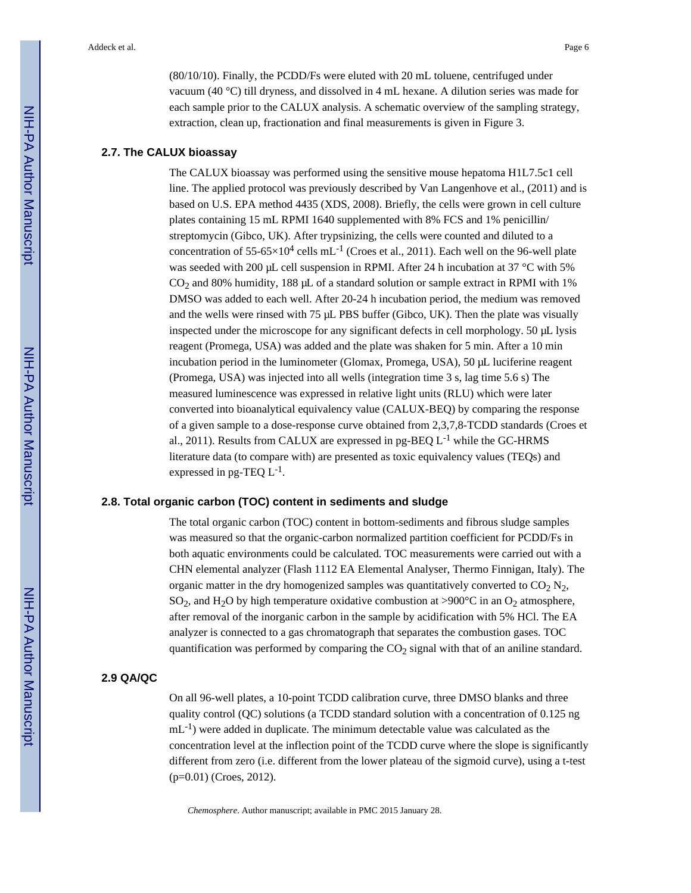(80/10/10). Finally, the PCDD/Fs were eluted with 20 mL toluene, centrifuged under vacuum (40 °C) till dryness, and dissolved in 4 mL hexane. A dilution series was made for each sample prior to the CALUX analysis. A schematic overview of the sampling strategy, extraction, clean up, fractionation and final measurements is given in Figure 3.

## 2.7. The CALUX bioassay

The CALUX bioassay was performed using the sensitive mouse hepatoma H1L7.5c1 cell line. The applied protocol was previously described by Van Langenhove et al., (2011) and is based on U.S. EPA method 4435 (XDS, 2008). Briefly, the cells were grown in cell culture plates containing 15 mL RPMI 1640 supplemented with 8% FCS and 1% penicillin/ streptomycin (Gibco, UK). After trypsinizing, the cells were counted and diluted to a concentration of $55\text{-}65\times10^4$ cells $mL^{-1}$ (Croes et al., 2011). Each well on the 96-well plate was seeded with 200 μL cell suspension in RPMI. After 24 h incubation at 37 °C with 5% $CO_2$ and 80% humidity, 188 μL of a standard solution or sample extract in RPMI with 1% DMSO was added to each well. After 20-24 h incubation period, the medium was removed and the wells were rinsed with 75 μL PBS buffer (Gibco, UK). Then the plate was visually inspected under the microscope for any significant defects in cell morphology. 50 μL lysis reagent (Promega, USA) was added and the plate was shaken for 5 min. After a 10 min incubation period in the luminometer (Glomax, Promega, USA), 50 μL luciferine reagent (Promega, USA) was injected into all wells (integration time 3 s, lag time 5.6 s) The measured luminescence was expressed in relative light units (RLU) which were later converted into bioanalytical equivalency value (CALUX-BEQ) by comparing the response of a given sample to a dose-response curve obtained from 2,3,7,8-TCDD standards (Croes et al., 2011). Results from CALUX are expressed in pg-BEQ $L^{-1}$ while the GC-HRMS literature data (to compare with) are presented as toxic equivalency values (TEQs) and expressed in pg-TEQ $L^{-1}$.

## 2.8. Total organic carbon (TOC) content in sediments and sludge

The total organic carbon (TOC) content in bottom-sediments and fibrous sludge samples was measured so that the organic-carbon normalized partition coefficient for PCDD/Fs in both aquatic environments could be calculated. TOC measurements were carried out with a CHN elemental analyzer (Flash 1112 EA Elemental Analyser, Thermo Finnigan, Italy). The organic matter in the dry homogenized samples was quantitatively converted to $CO_2$ $N_2$, $SO_2$, and $H_2O$ by high temperature oxidative combustion at >900°C in an $O_2$ atmosphere, after removal of the inorganic carbon in the sample by acidification with 5% HCl. The EA analyzer is connected to a gas chromatograph that separates the combustion gases. TOC quantification was performed by comparing the $CO_2$ signal with that of an aniline standard.

## 2.9 QA/QC

On all 96-well plates, a 10-point TCDD calibration curve, three DMSO blanks and three quality control (QC) solutions (a TCDD standard solution with a concentration of 0.125 ng $mL^{-1}$) were added in duplicate. The minimum detectable value was calculated as the concentration level at the inflection point of the TCDD curve where the slope is significantly different from zero (i.e. different from the lower plateau of the sigmoid curve), using a t-test ($p=0.01$) (Croes, 2012).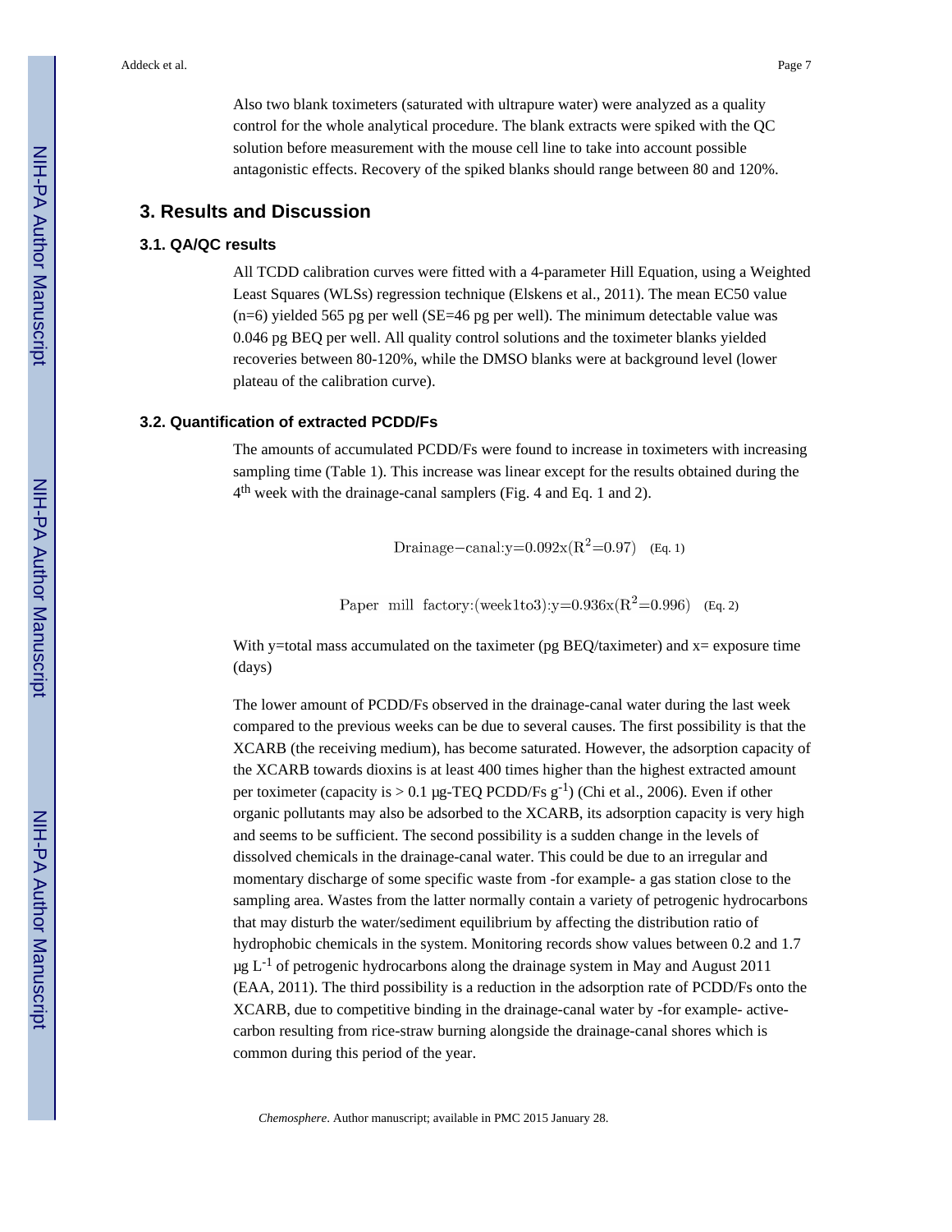Also two blank toximeters (saturated with ultrapure water) were analyzed as a quality control for the whole analytical procedure. The blank extracts were spiked with the QC solution before measurement with the mouse cell line to take into account possible antagonistic effects. Recovery of the spiked blanks should range between 80 and 120%.

## 3. Results and Discussion

### 3.1. QA/QC results

All TCDD calibration curves were fitted with a 4-parameter Hill Equation, using a Weighted Least Squares (WLSs) regression technique (Elskens et al., 2011). The mean EC50 value (n=6) yielded 565 pg per well (SE=46 pg per well). The minimum detectable value was 0.046 pg BEQ per well. All quality control solutions and the toximeter blanks yielded recoveries between 80-120%, while the DMSO blanks were at background level (lower plateau of the calibration curve).

### 3.2. Quantification of extracted PCDD/Fs

The amounts of accumulated PCDD/Fs were found to increase in toximeters with increasing sampling time (Table 1). This increase was linear except for the results obtained during the 4th week with the drainage-canal samplers (Fig. 4 and Eq. 1 and 2).

$$\text{Drainage}-\text{canal}: y=0.092x\,(R^2=0.97) \quad \text{(Eq. 1)}$$

$$\text{Paper mill factory}: (\text{week1to3}): y=0.936x\,(R^2=0.996) \quad \text{(Eq. 2)}$$

With y=total mass accumulated on the taximeter (pg BEQ/taximeter) and x= exposure time (days)

The lower amount of PCDD/Fs observed in the drainage-canal water during the last week compared to the previous weeks can be due to several causes. The first possibility is that the XCARB (the receiving medium), has become saturated. However, the adsorption capacity of the XCARB towards dioxins is at least 400 times higher than the highest extracted amount per toximeter (capacity is > 0.1 μg-TEQ PCDD/Fs $g^{-1}$) (Chi et al., 2006). Even if other organic pollutants may also be adsorbed to the XCARB, its adsorption capacity is very high and seems to be sufficient. The second possibility is a sudden change in the levels of dissolved chemicals in the drainage-canal water. This could be due to an irregular and momentary discharge of some specific waste from -for example- a gas station close to the sampling area. Wastes from the latter normally contain a variety of petrogenic hydrocarbons that may disturb the water/sediment equilibrium by affecting the distribution ratio of hydrophobic chemicals in the system. Monitoring records show values between 0.2 and 1.7 μg $L^{-1}$ of petrogenic hydrocarbons along the drainage system in May and August 2011 (EAA, 2011). The third possibility is a reduction in the adsorption rate of PCDD/Fs onto the XCARB, due to competitive binding in the drainage-canal water by -for example- active-carbon resulting from rice-straw burning alongside the drainage-canal shores which is common during this period of the year.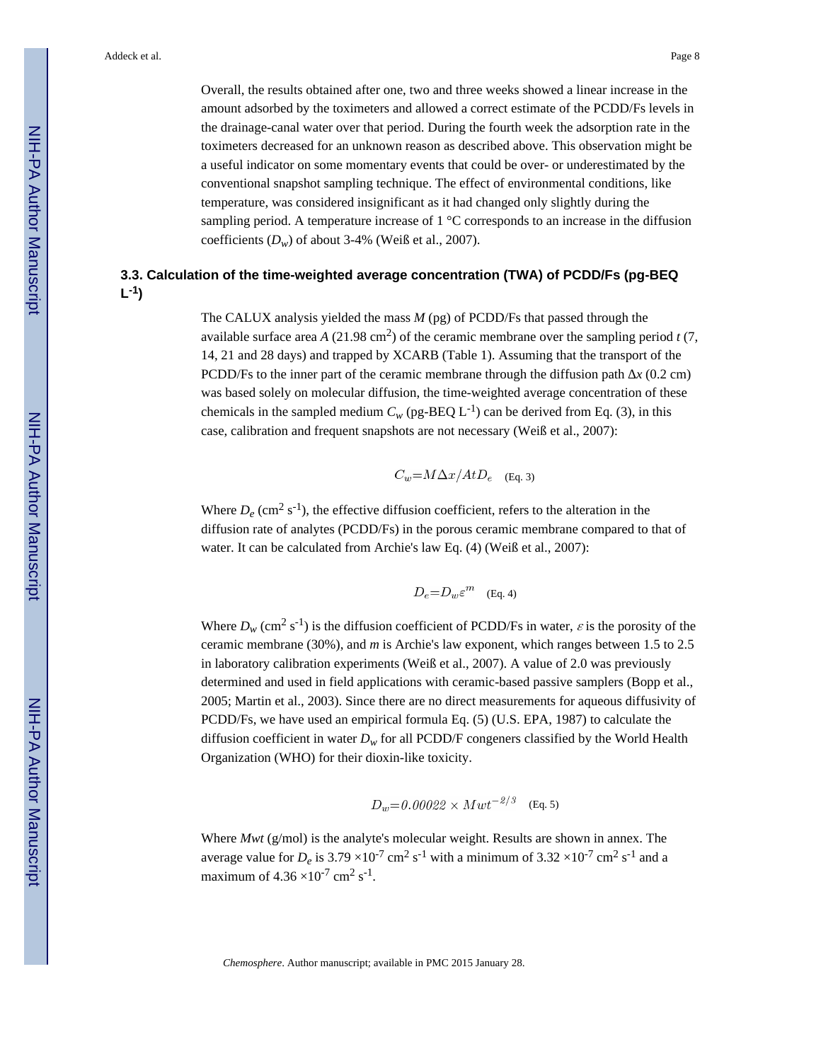Overall, the results obtained after one, two and three weeks showed a linear increase in the amount adsorbed by the toximeters and allowed a correct estimate of the PCDD/Fs levels in the drainage-canal water over that period. During the fourth week the adsorption rate in the toximeters decreased for an unknown reason as described above. This observation might be a useful indicator on some momentary events that could be over- or underestimated by the conventional snapshot sampling technique. The effect of environmental conditions, like temperature, was considered insignificant as it had changed only slightly during the sampling period. A temperature increase of 1 °C corresponds to an increase in the diffusion coefficients ($D_w$) of about 3-4% (Weiß et al., 2007).

### 3.3. Calculation of the time-weighted average concentration (TWA) of PCDD/Fs (pg-BEQ L$^{-1}$)

The CALUX analysis yielded the mass $M$ (pg) of PCDD/Fs that passed through the available surface area $A$ (21.98 cm$^2$) of the ceramic membrane over the sampling period $t$ (7, 14, 21 and 28 days) and trapped by XCARB (Table 1). Assuming that the transport of the PCDD/Fs to the inner part of the ceramic membrane through the diffusion path $\Delta x$ (0.2 cm) was based solely on molecular diffusion, the time-weighted average concentration of these chemicals in the sampled medium $C_w$ (pg-BEQ L$^{-1}$) can be derived from Eq. (3), in this case, calibration and frequent snapshots are not necessary (Weiß et al., 2007):

$$C_w = M\Delta x / AtD_e \quad \text{(Eq. 3)}$$

Where $D_e$ (cm$^2$ s$^{-1}$), the effective diffusion coefficient, refers to the alteration in the diffusion rate of analytes (PCDD/Fs) in the porous ceramic membrane compared to that of water. It can be calculated from Archie's law Eq. (4) (Weiß et al., 2007):

$$D_e = D_w \varepsilon^m \quad \text{(Eq. 4)}$$

Where $D_w$ (cm$^2$ s$^{-1}$) is the diffusion coefficient of PCDD/Fs in water, $\varepsilon$ is the porosity of the ceramic membrane (30%), and $m$ is Archie's law exponent, which ranges between 1.5 to 2.5 in laboratory calibration experiments (Weiß et al., 2007). A value of 2.0 was previously determined and used in field applications with ceramic-based passive samplers (Bopp et al., 2005; Martin et al., 2003). Since there are no direct measurements for aqueous diffusivity of PCDD/Fs, we have used an empirical formula Eq. (5) (U.S. EPA, 1987) to calculate the diffusion coefficient in water $D_w$ for all PCDD/F congeners classified by the World Health Organization (WHO) for their dioxin-like toxicity.

$$D_w = 0.00022 \times Mwt^{-2/3} \quad \text{(Eq. 5)}$$

Where $Mwt$ (g/mol) is the analyte's molecular weight. Results are shown in annex. The average value for $D_e$ is 3.79 $\times 10^{-7}$ cm$^2$ s$^{-1}$ with a minimum of 3.32 $\times 10^{-7}$ cm$^2$ s$^{-1}$ and a maximum of 4.36 $\times 10^{-7}$ cm$^2$ s$^{-1}$.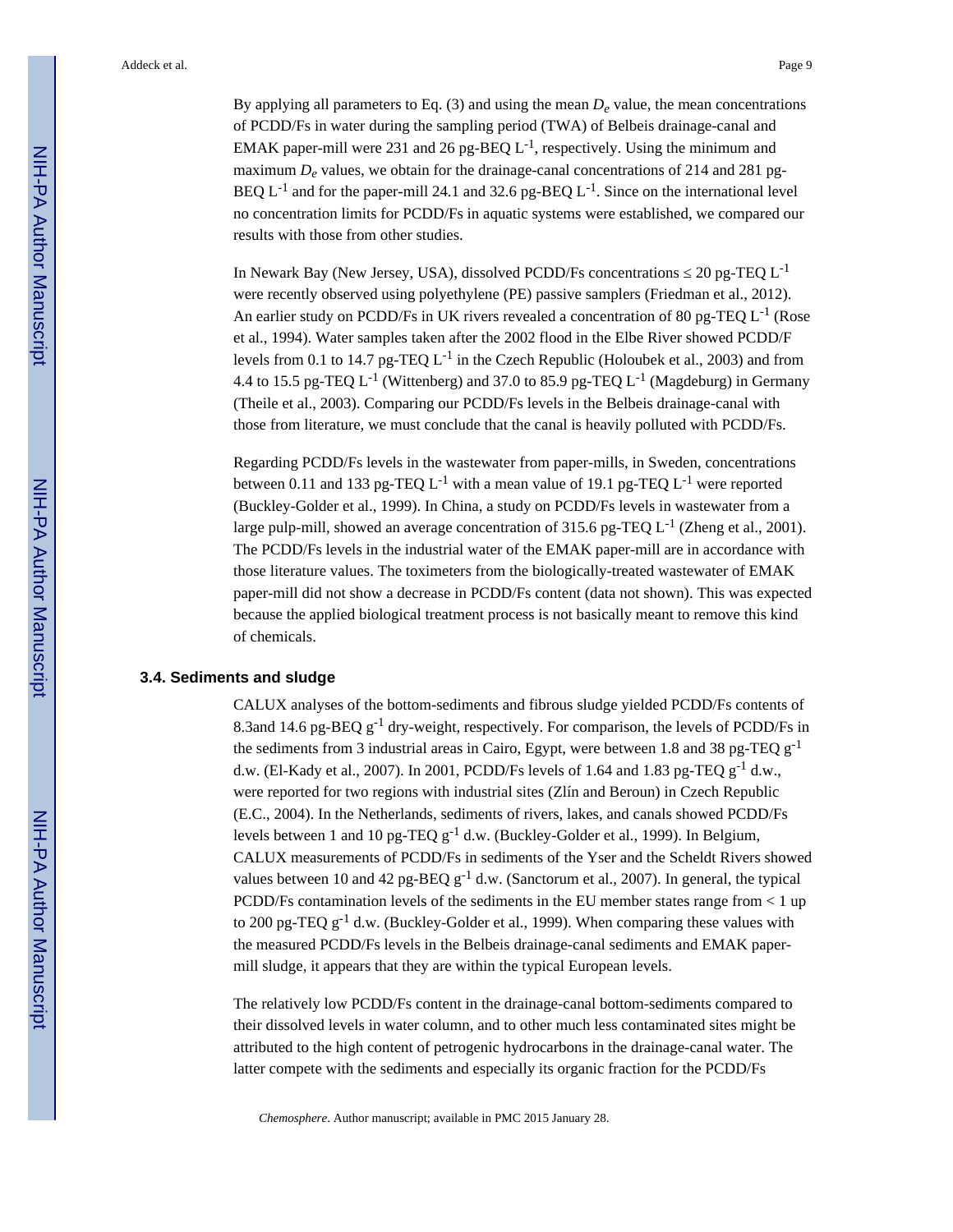By applying all parameters to Eq. (3) and using the mean $D_e$ value, the mean concentrations of PCDD/Fs in water during the sampling period (TWA) of Belbeis drainage-canal and EMAK paper-mill were 231 and 26 pg-BEQ $L^{-1}$, respectively. Using the minimum and maximum $D_e$ values, we obtain for the drainage-canal concentrations of 214 and 281 pg-BEQ $L^{-1}$ and for the paper-mill 24.1 and 32.6 pg-BEQ $L^{-1}$. Since on the international level no concentration limits for PCDD/Fs in aquatic systems were established, we compared our results with those from other studies.

In Newark Bay (New Jersey, USA), dissolved PCDD/Fs concentrations ≤ 20 pg-TEQ $L^{-1}$ were recently observed using polyethylene (PE) passive samplers (Friedman et al., 2012). An earlier study on PCDD/Fs in UK rivers revealed a concentration of 80 pg-TEQ $L^{-1}$ (Rose et al., 1994). Water samples taken after the 2002 flood in the Elbe River showed PCDD/F levels from 0.1 to 14.7 pg-TEQ $L^{-1}$ in the Czech Republic (Holoubek et al., 2003) and from 4.4 to 15.5 pg-TEQ $L^{-1}$ (Wittenberg) and 37.0 to 85.9 pg-TEQ $L^{-1}$ (Magdeburg) in Germany (Theile et al., 2003). Comparing our PCDD/Fs levels in the Belbeis drainage-canal with those from literature, we must conclude that the canal is heavily polluted with PCDD/Fs.

Regarding PCDD/Fs levels in the wastewater from paper-mills, in Sweden, concentrations between 0.11 and 133 pg-TEQ $L^{-1}$ with a mean value of 19.1 pg-TEQ $L^{-1}$ were reported (Buckley-Golder et al., 1999). In China, a study on PCDD/Fs levels in wastewater from a large pulp-mill, showed an average concentration of 315.6 pg-TEQ $L^{-1}$ (Zheng et al., 2001). The PCDD/Fs levels in the industrial water of the EMAK paper-mill are in accordance with those literature values. The toximeters from the biologically-treated wastewater of EMAK paper-mill did not show a decrease in PCDD/Fs content (data not shown). This was expected because the applied biological treatment process is not basically meant to remove this kind of chemicals.

### 3.4. Sediments and sludge

CALUX analyses of the bottom-sediments and fibrous sludge yielded PCDD/Fs contents of 8.3and 14.6 pg-BEQ $g^{-1}$ dry-weight, respectively. For comparison, the levels of PCDD/Fs in the sediments from 3 industrial areas in Cairo, Egypt, were between 1.8 and 38 pg-TEQ $g^{-1}$ d.w. (El-Kady et al., 2007). In 2001, PCDD/Fs levels of 1.64 and 1.83 pg-TEQ $g^{-1}$ d.w., were reported for two regions with industrial sites (Zlín and Beroun) in Czech Republic (E.C., 2004). In the Netherlands, sediments of rivers, lakes, and canals showed PCDD/Fs levels between 1 and 10 pg-TEQ $g^{-1}$ d.w. (Buckley-Golder et al., 1999). In Belgium, CALUX measurements of PCDD/Fs in sediments of the Yser and the Scheldt Rivers showed values between 10 and 42 pg-BEQ $g^{-1}$ d.w. (Sanctorum et al., 2007). In general, the typical PCDD/Fs contamination levels of the sediments in the EU member states range from < 1 up to 200 pg-TEQ $g^{-1}$ d.w. (Buckley-Golder et al., 1999). When comparing these values with the measured PCDD/Fs levels in the Belbeis drainage-canal sediments and EMAK paper-mill sludge, it appears that they are within the typical European levels.

The relatively low PCDD/Fs content in the drainage-canal bottom-sediments compared to their dissolved levels in water column, and to other much less contaminated sites might be attributed to the high content of petrogenic hydrocarbons in the drainage-canal water. The latter compete with the sediments and especially its organic fraction for the PCDD/Fs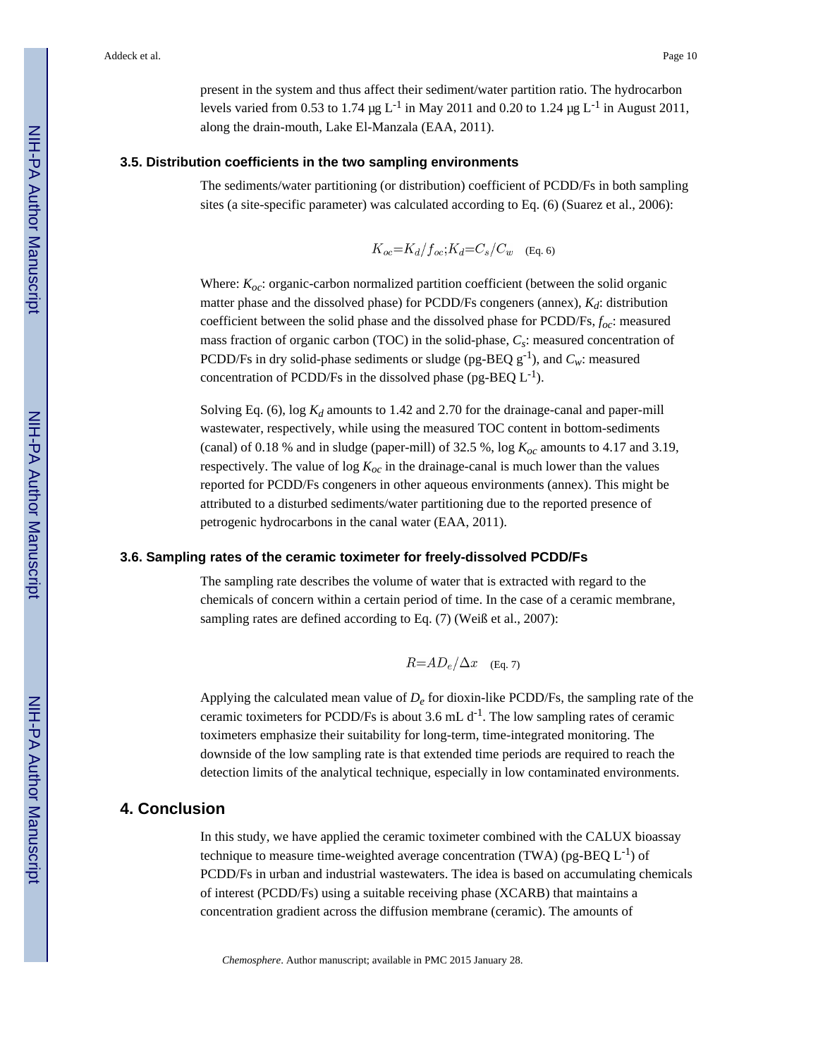present in the system and thus affect their sediment/water partition ratio. The hydrocarbon levels varied from 0.53 to 1.74 μg $L^{-1}$ in May 2011 and 0.20 to 1.24 μg $L^{-1}$ in August 2011, along the drain-mouth, Lake El-Manzala (EAA, 2011).

### 3.5. Distribution coefficients in the two sampling environments

The sediments/water partitioning (or distribution) coefficient of PCDD/Fs in both sampling sites (a site-specific parameter) was calculated according to Eq. (6) (Suarez et al., 2006):

$$K_{oc}=K_d/f_{oc};K_d=C_s/C_w \quad \text{(Eq. 6)}$$

Where: $K_{oc}$: organic-carbon normalized partition coefficient (between the solid organic matter phase and the dissolved phase) for PCDD/Fs congeners (annex), $K_d$: distribution coefficient between the solid phase and the dissolved phase for PCDD/Fs, $f_{oc}$: measured mass fraction of organic carbon (TOC) in the solid-phase, $C_s$: measured concentration of PCDD/Fs in dry solid-phase sediments or sludge (pg-BEQ $g^{-1}$), and $C_w$: measured concentration of PCDD/Fs in the dissolved phase (pg-BEQ $L^{-1}$).

Solving Eq. (6), log $K_d$ amounts to 1.42 and 2.70 for the drainage-canal and paper-mill wastewater, respectively, while using the measured TOC content in bottom-sediments (canal) of 0.18 % and in sludge (paper-mill) of 32.5 %, log $K_{oc}$ amounts to 4.17 and 3.19, respectively. The value of log $K_{oc}$ in the drainage-canal is much lower than the values reported for PCDD/Fs congeners in other aqueous environments (annex). This might be attributed to a disturbed sediments/water partitioning due to the reported presence of petrogenic hydrocarbons in the canal water (EAA, 2011).

### 3.6. Sampling rates of the ceramic toximeter for freely-dissolved PCDD/Fs

The sampling rate describes the volume of water that is extracted with regard to the chemicals of concern within a certain period of time. In the case of a ceramic membrane, sampling rates are defined according to Eq. (7) (Weiß et al., 2007):

$$R=AD_e/\Delta x \quad \text{(Eq. 7)}$$

Applying the calculated mean value of $D_e$ for dioxin-like PCDD/Fs, the sampling rate of the ceramic toximeters for PCDD/Fs is about 3.6 mL $d^{-1}$. The low sampling rates of ceramic toximeters emphasize their suitability for long-term, time-integrated monitoring. The downside of the low sampling rate is that extended time periods are required to reach the detection limits of the analytical technique, especially in low contaminated environments.

## 4. Conclusion

In this study, we have applied the ceramic toximeter combined with the CALUX bioassay technique to measure time-weighted average concentration (TWA) (pg-BEQ $L^{-1}$) of PCDD/Fs in urban and industrial wastewaters. The idea is based on accumulating chemicals of interest (PCDD/Fs) using a suitable receiving phase (XCARB) that maintains a concentration gradient across the diffusion membrane (ceramic). The amounts of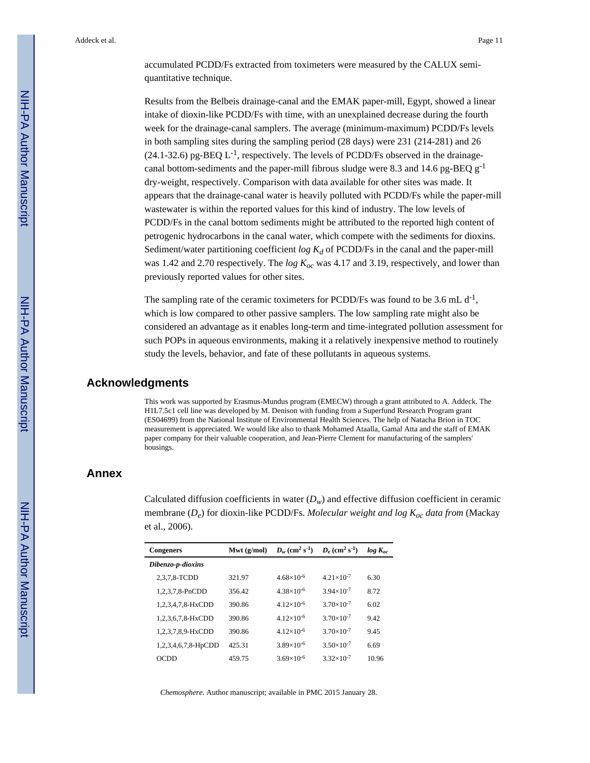accumulated PCDD/Fs extracted from toximeters were measured by the CALUX semi-quantitative technique.

Results from the Belbeis drainage-canal and the EMAK paper-mill, Egypt, showed a linear intake of dioxin-like PCDD/Fs with time, with an unexplained decrease during the fourth week for the drainage-canal samplers. The average (minimum-maximum) PCDD/Fs levels in both sampling sites during the sampling period (28 days) were 231 (214-281) and 26 (24.1-32.6) pg-BEQ $L^{-1}$, respectively. The levels of PCDD/Fs observed in the drainage-canal bottom-sediments and the paper-mill fibrous sludge were 8.3 and 14.6 pg-BEQ $g^{-1}$ dry-weight, respectively. Comparison with data available for other sites was made. It appears that the drainage-canal water is heavily polluted with PCDD/Fs while the paper-mill wastewater is within the reported values for this kind of industry. The low levels of PCDD/Fs in the canal bottom sediments might be attributed to the reported high content of petrogenic hydrocarbons in the canal water, which compete with the sediments for dioxins. Sediment/water partitioning coefficient $log\ K_d$ of PCDD/Fs in the canal and the paper-mill was 1.42 and 2.70 respectively. The $log\ K_{oc}$ was 4.17 and 3.19, respectively, and lower than previously reported values for other sites.

The sampling rate of the ceramic toximeters for PCDD/Fs was found to be 3.6 mL $d^{-1}$, which is low compared to other passive samplers. The low sampling rate might also be considered an advantage as it enables long-term and time-integrated pollution assessment for such POPs in aqueous environments, making it a relatively inexpensive method to routinely study the levels, behavior, and fate of these pollutants in aqueous systems.

## Acknowledgments

This work was supported by Erasmus-Mundus program (EMECW) through a grant attributed to A. Addeck. The H1L7.5c1 cell line was developed by M. Denison with funding from a Superfund Research Program grant (ES04699) from the National Institute of Environmental Health Sciences. The help of Natacha Brion in TOC measurement is appreciated. We would like also to thank Mohamed Ataalla, Gamal Atta and the staff of EMAK paper company for their valuable cooperation, and Jean-Pierre Clement for manufacturing of the samplers' housings.

## Annex

Calculated diffusion coefficients in water ($D_w$) and effective diffusion coefficient in ceramic membrane ($D_e$) for dioxin-like PCDD/Fs. *Molecular weight and log $K_{oc}$ data from* (Mackay et al., 2006).

| Congeners | Mwt (g/mol) | $D_w$ ($cm^2\ s^{-1}$) | $D_e$ ($cm^2\ s^{-1}$) | $log\ K_{oc}$ |
|---|---|---|---|---|
| ***Dibenzo-p-dioxins*** | | | | |
| 2,3,7,8-TCDD | 321.97 | $4.68\times10^{-6}$ | $4.21\times10^{-7}$ | 6.30 |
| 1,2,3,7,8-PnCDD | 356.42 | $4.38\times10^{-6}$ | $3.94\times10^{-7}$ | 8.72 |
| 1,2,3,4,7,8-HxCDD | 390.86 | $4.12\times10^{-6}$ | $3.70\times10^{-7}$ | 6.02 |
| 1,2,3,6,7,8-HxCDD | 390.86 | $4.12\times10^{-6}$ | $3.70\times10^{-7}$ | 9.42 |
| 1,2,3,7,8,9-HxCDD | 390.86 | $4.12\times10^{-6}$ | $3.70\times10^{-7}$ | 9.45 |
| 1,2,3,4,6,7,8-HpCDD | 425.31 | $3.89\times10^{-6}$ | $3.50\times10^{-7}$ | 6.69 |
| OCDD | 459.75 | $3.69\times10^{-6}$ | $3.32\times10^{-7}$ | 10.96 |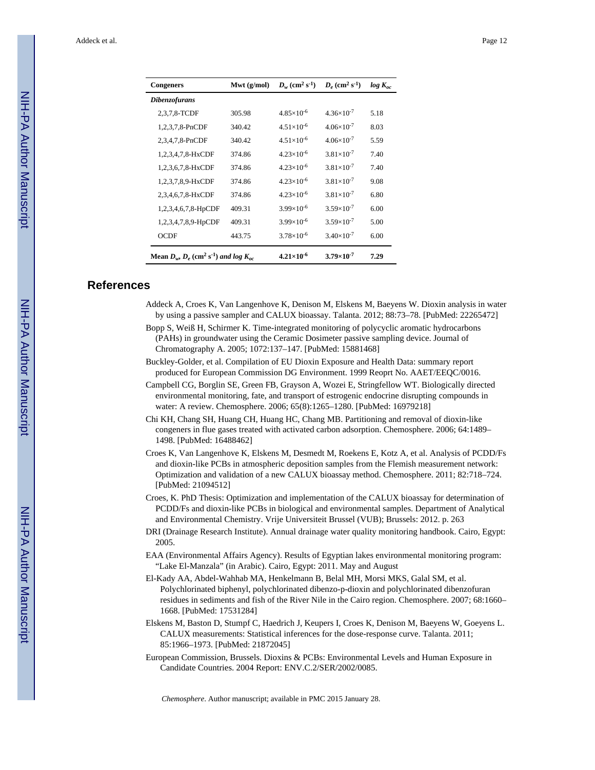| Congeners | Mwt (g/mol) | $D_w$ (cm$^2$ s$^{-1}$) | $D_e$ (cm$^2$ s$^{-1}$) | $log\ K_{oc}$ |
|---|---|---|---|---|
| ***Dibenzofurans*** | | | | |
| 2,3,7,8-TCDF | 305.98 | $4.85\times10^{-6}$ | $4.36\times10^{-7}$ | 5.18 |
| 1,2,3,7,8-PnCDF | 340.42 | $4.51\times10^{-6}$ | $4.06\times10^{-7}$ | 8.03 |
| 2,3,4,7,8-PnCDF | 340.42 | $4.51\times10^{-6}$ | $4.06\times10^{-7}$ | 5.59 |
| 1,2,3,4,7,8-HxCDF | 374.86 | $4.23\times10^{-6}$ | $3.81\times10^{-7}$ | 7.40 |
| 1,2,3,6,7,8-HxCDF | 374.86 | $4.23\times10^{-6}$ | $3.81\times10^{-7}$ | 7.40 |
| 1,2,3,7,8,9-HxCDF | 374.86 | $4.23\times10^{-6}$ | $3.81\times10^{-7}$ | 9.08 |
| 2,3,4,6,7,8-HxCDF | 374.86 | $4.23\times10^{-6}$ | $3.81\times10^{-7}$ | 6.80 |
| 1,2,3,4,6,7,8-HpCDF | 409.31 | $3.99\times10^{-6}$ | $3.59\times10^{-7}$ | 6.00 |
| 1,2,3,4,7,8,9-HpCDF | 409.31 | $3.99\times10^{-6}$ | $3.59\times10^{-7}$ | 5.00 |
| OCDF | 443.75 | $3.78\times10^{-6}$ | $3.40\times10^{-7}$ | 6.00 |
| **Mean $D_w$, $D_e$ (cm$^2$ s$^{-1}$) *and log $K_{oc}$*** | | $\mathbf{4.21\times10^{-6}}$ | $\mathbf{3.79\times10^{-7}}$ | **7.29** |

## References

Addeck A, Croes K, Van Langenhove K, Denison M, Elskens M, Baeyens W. Dioxin analysis in water by using a passive sampler and CALUX bioassay. Talanta. 2012; 88:73–78. [PubMed: 22265472]

Bopp S, Weiß H, Schirmer K. Time-integrated monitoring of polycyclic aromatic hydrocarbons (PAHs) in groundwater using the Ceramic Dosimeter passive sampling device. Journal of Chromatography A. 2005; 1072:137–147. [PubMed: 15881468]

Buckley-Golder, et al. Compilation of EU Dioxin Exposure and Health Data: summary report produced for European Commission DG Environment. 1999 Reoprt No. AAET/EEQC/0016.

Campbell CG, Borglin SE, Green FB, Grayson A, Wozei E, Stringfellow WT. Biologically directed environmental monitoring, fate, and transport of estrogenic endocrine disrupting compounds in water: A review. Chemosphere. 2006; 65(8):1265–1280. [PubMed: 16979218]

Chi KH, Chang SH, Huang CH, Huang HC, Chang MB. Partitioning and removal of dioxin-like congeners in flue gases treated with activated carbon adsorption. Chemosphere. 2006; 64:1489–1498. [PubMed: 16488462]

Croes K, Van Langenhove K, Elskens M, Desmedt M, Roekens E, Kotz A, et al. Analysis of PCDD/Fs and dioxin-like PCBs in atmospheric deposition samples from the Flemish measurement network: Optimization and validation of a new CALUX bioassay method. Chemosphere. 2011; 82:718–724. [PubMed: 21094512]

Croes, K. PhD Thesis: Optimization and implementation of the CALUX bioassay for determination of PCDD/Fs and dioxin-like PCBs in biological and environmental samples. Department of Analytical and Environmental Chemistry. Vrije Universiteit Brussel (VUB); Brussels: 2012. p. 263

DRI (Drainage Research Institute). Annual drainage water quality monitoring handbook. Cairo, Egypt: 2005.

EAA (Environmental Affairs Agency). Results of Egyptian lakes environmental monitoring program: "Lake El-Manzala" (in Arabic). Cairo, Egypt: 2011. May and August

El-Kady AA, Abdel-Wahhab MA, Henkelmann B, Belal MH, Morsi MKS, Galal SM, et al. Polychlorinated biphenyl, polychlorinated dibenzo-p-dioxin and polychlorinated dibenzofuran residues in sediments and fish of the River Nile in the Cairo region. Chemosphere. 2007; 68:1660–1668. [PubMed: 17531284]

Elskens M, Baston D, Stumpf C, Haedrich J, Keupers I, Croes K, Denison M, Baeyens W, Goeyens L. CALUX measurements: Statistical inferences for the dose-response curve. Talanta. 2011; 85:1966–1973. [PubMed: 21872045]

European Commission, Brussels. Dioxins & PCBs: Environmental Levels and Human Exposure in Candidate Countries. 2004 Report: ENV.C.2/SER/2002/0085.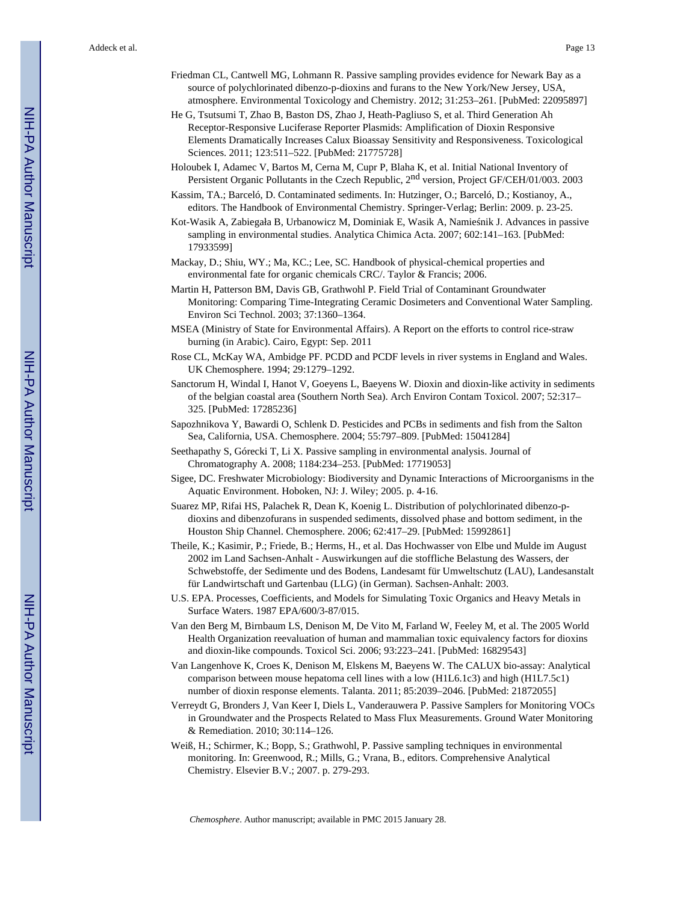Friedman CL, Cantwell MG, Lohmann R. Passive sampling provides evidence for Newark Bay as a source of polychlorinated dibenzo-p-dioxins and furans to the New York/New Jersey, USA, atmosphere. Environmental Toxicology and Chemistry. 2012; 31:253–261. [PubMed: 22095897]

He G, Tsutsumi T, Zhao B, Baston DS, Zhao J, Heath-Pagliuso S, et al. Third Generation Ah Receptor-Responsive Luciferase Reporter Plasmids: Amplification of Dioxin Responsive Elements Dramatically Increases Calux Bioassay Sensitivity and Responsiveness. Toxicological Sciences. 2011; 123:511–522. [PubMed: 21775728]

Holoubek I, Adamec V, Bartos M, Cerna M, Cupr P, Blaha K, et al. Initial National Inventory of Persistent Organic Pollutants in the Czech Republic, 2nd version, Project GF/CEH/01/003. 2003

Kassim, TA.; Barceló, D. Contaminated sediments. In: Hutzinger, O.; Barceló, D.; Kostianoy, A., editors. The Handbook of Environmental Chemistry. Springer-Verlag; Berlin: 2009. p. 23-25.

Kot-Wasik A, Zabiegała B, Urbanowicz M, Dominiak E, Wasik A, Namieśnik J. Advances in passive sampling in environmental studies. Analytica Chimica Acta. 2007; 602:141–163. [PubMed: 17933599]

Mackay, D.; Shiu, WY.; Ma, KC.; Lee, SC. Handbook of physical-chemical properties and environmental fate for organic chemicals CRC/. Taylor & Francis; 2006.

Martin H, Patterson BM, Davis GB, Grathwohl P. Field Trial of Contaminant Groundwater Monitoring: Comparing Time-Integrating Ceramic Dosimeters and Conventional Water Sampling. Environ Sci Technol. 2003; 37:1360–1364.

MSEA (Ministry of State for Environmental Affairs). A Report on the efforts to control rice-straw burning (in Arabic). Cairo, Egypt: Sep. 2011

Rose CL, McKay WA, Ambidge PF. PCDD and PCDF levels in river systems in England and Wales. UK Chemosphere. 1994; 29:1279–1292.

Sanctorum H, Windal I, Hanot V, Goeyens L, Baeyens W. Dioxin and dioxin-like activity in sediments of the belgian coastal area (Southern North Sea). Arch Environ Contam Toxicol. 2007; 52:317–325. [PubMed: 17285236]

Sapozhnikova Y, Bawardi O, Schlenk D. Pesticides and PCBs in sediments and fish from the Salton Sea, California, USA. Chemosphere. 2004; 55:797–809. [PubMed: 15041284]

Seethapathy S, Górecki T, Li X. Passive sampling in environmental analysis. Journal of Chromatography A. 2008; 1184:234–253. [PubMed: 17719053]

Sigee, DC. Freshwater Microbiology: Biodiversity and Dynamic Interactions of Microorganisms in the Aquatic Environment. Hoboken, NJ: J. Wiley; 2005. p. 4-16.

Suarez MP, Rifai HS, Palachek R, Dean K, Koenig L. Distribution of polychlorinated dibenzo-p-dioxins and dibenzofurans in suspended sediments, dissolved phase and bottom sediment, in the Houston Ship Channel. Chemosphere. 2006; 62:417–29. [PubMed: 15992861]

Theile, K.; Kasimir, P.; Friede, B.; Herms, H., et al. Das Hochwasser von Elbe und Mulde im August 2002 im Land Sachsen-Anhalt - Auswirkungen auf die stoffliche Belastung des Wassers, der Schwebstoffe, der Sedimente und des Bodens, Landesamt für Umweltschutz (LAU), Landesanstalt für Landwirtschaft und Gartenbau (LLG) (in German). Sachsen-Anhalt: 2003.

U.S. EPA. Processes, Coefficients, and Models for Simulating Toxic Organics and Heavy Metals in Surface Waters. 1987 EPA/600/3-87/015.

Van den Berg M, Birnbaum LS, Denison M, De Vito M, Farland W, Feeley M, et al. The 2005 World Health Organization reevaluation of human and mammalian toxic equivalency factors for dioxins and dioxin-like compounds. Toxicol Sci. 2006; 93:223–241. [PubMed: 16829543]

Van Langenhove K, Croes K, Denison M, Elskens M, Baeyens W. The CALUX bio-assay: Analytical comparison between mouse hepatoma cell lines with a low (H1L6.1c3) and high (H1L7.5c1) number of dioxin response elements. Talanta. 2011; 85:2039–2046. [PubMed: 21872055]

Verreydt G, Bronders J, Van Keer I, Diels L, Vanderauwera P. Passive Samplers for Monitoring VOCs in Groundwater and the Prospects Related to Mass Flux Measurements. Ground Water Monitoring & Remediation. 2010; 30:114–126.

Weiß, H.; Schirmer, K.; Bopp, S.; Grathwohl, P. Passive sampling techniques in environmental monitoring. In: Greenwood, R.; Mills, G.; Vrana, B., editors. Comprehensive Analytical Chemistry. Elsevier B.V.; 2007. p. 279-293.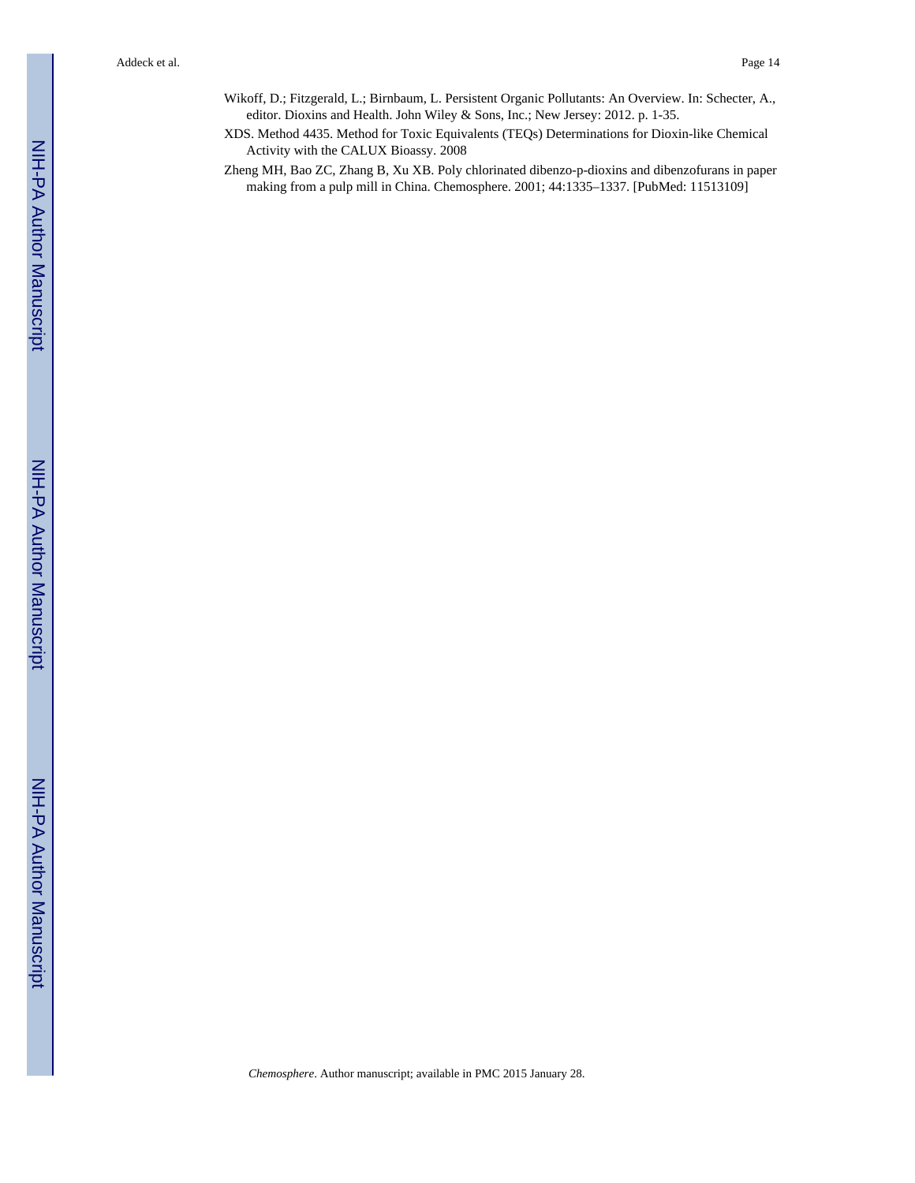Wikoff, D.; Fitzgerald, L.; Birnbaum, L. Persistent Organic Pollutants: An Overview. In: Schecter, A., editor. Dioxins and Health. John Wiley & Sons, Inc.; New Jersey: 2012. p. 1-35.

XDS. Method 4435. Method for Toxic Equivalents (TEQs) Determinations for Dioxin-like Chemical Activity with the CALUX Bioassy. 2008

Zheng MH, Bao ZC, Zhang B, Xu XB. Poly chlorinated dibenzo-p-dioxins and dibenzofurans in paper making from a pulp mill in China. Chemosphere. 2001; 44:1335–1337. [PubMed: 11513109]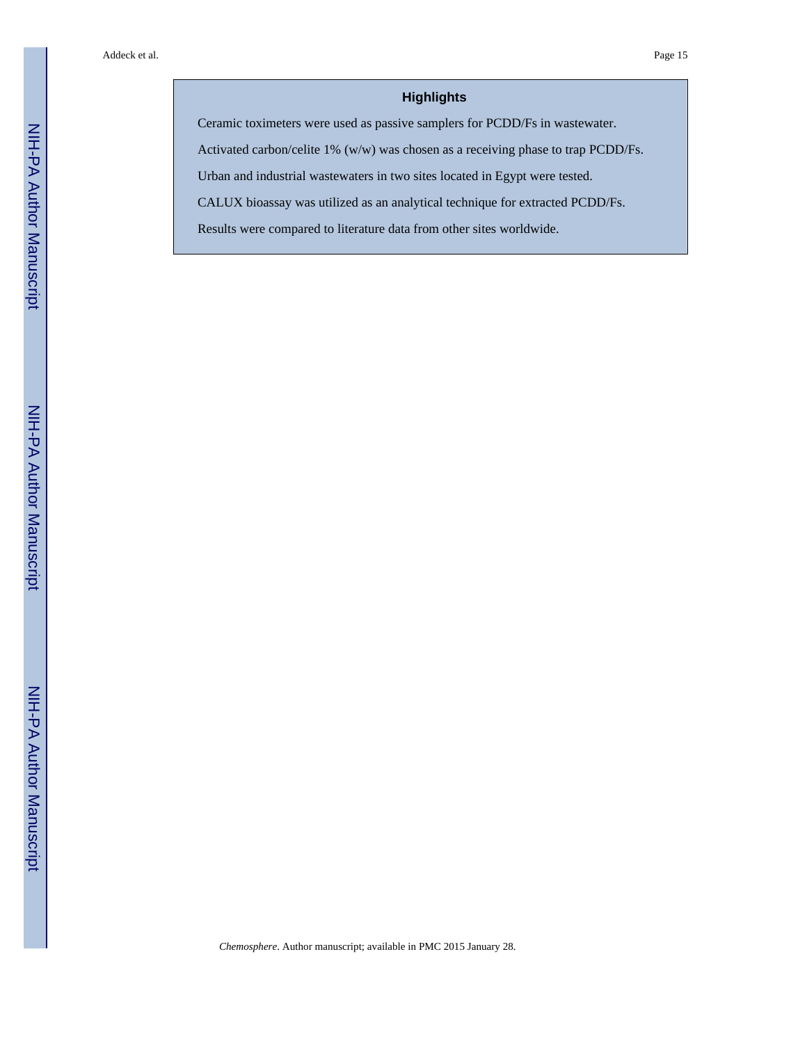## Highlights

- Ceramic toximeters were used as passive samplers for PCDD/Fs in wastewater.
- Activated carbon/celite 1% (w/w) was chosen as a receiving phase to trap PCDD/Fs.
- Urban and industrial wastewaters in two sites located in Egypt were tested.
- CALUX bioassay was utilized as an analytical technique for extracted PCDD/Fs.
- Results were compared to literature data from other sites worldwide.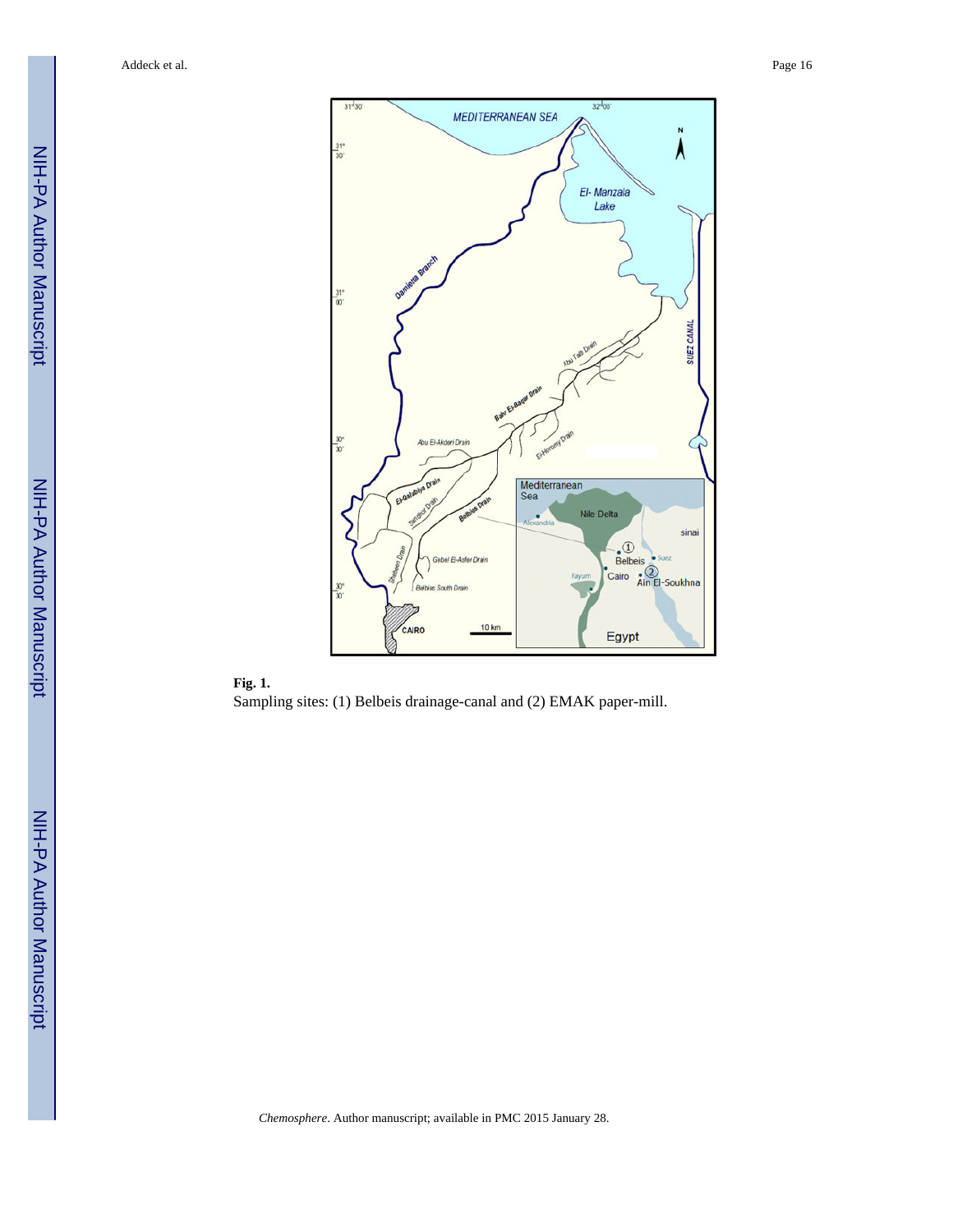**Fig. 1.**

Sampling sites: (1) Belbeis drainage-canal and (2) EMAK paper-mill.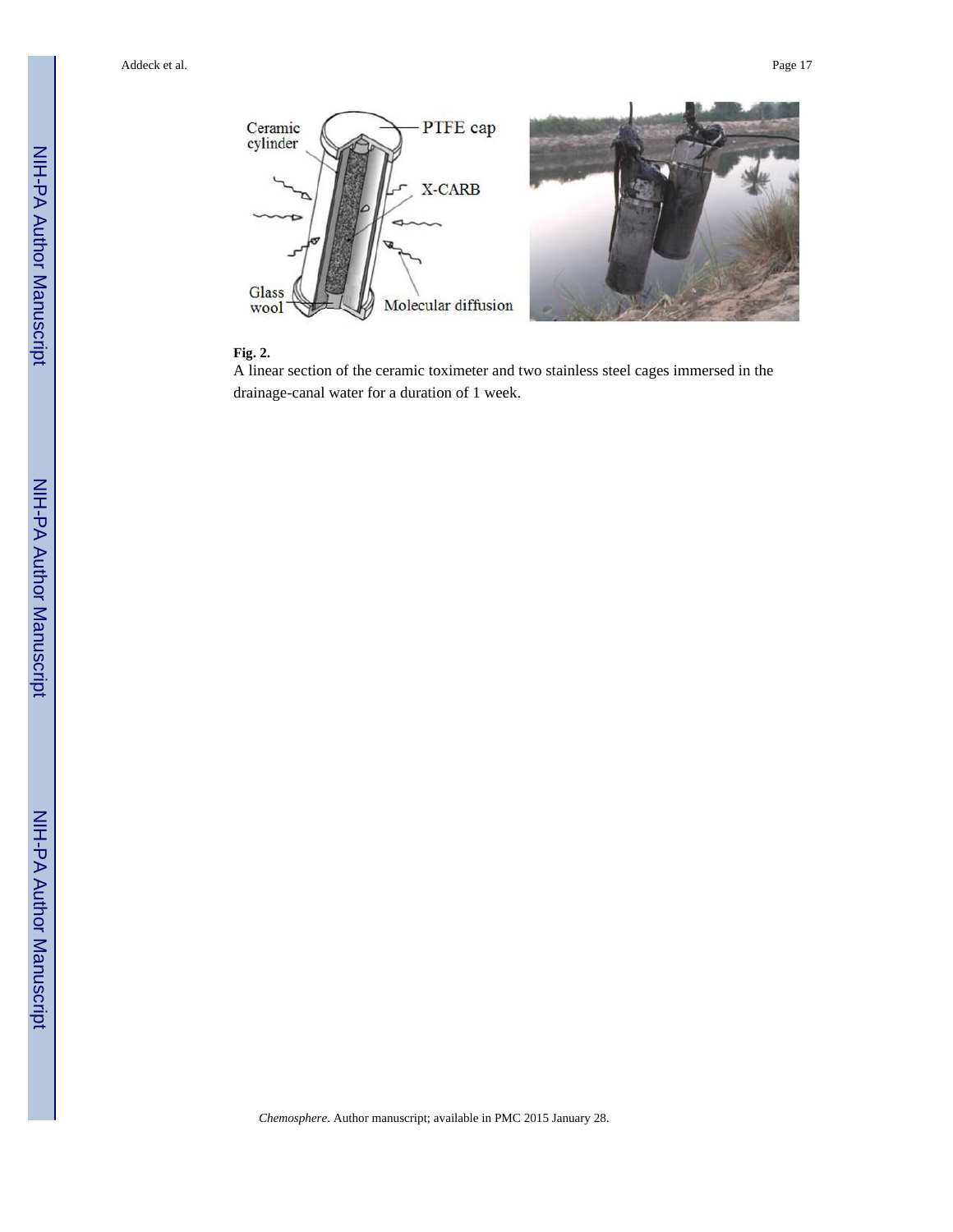**Fig. 2.**

A linear section of the ceramic toximeter and two stainless steel cages immersed in the drainage-canal water for a duration of 1 week.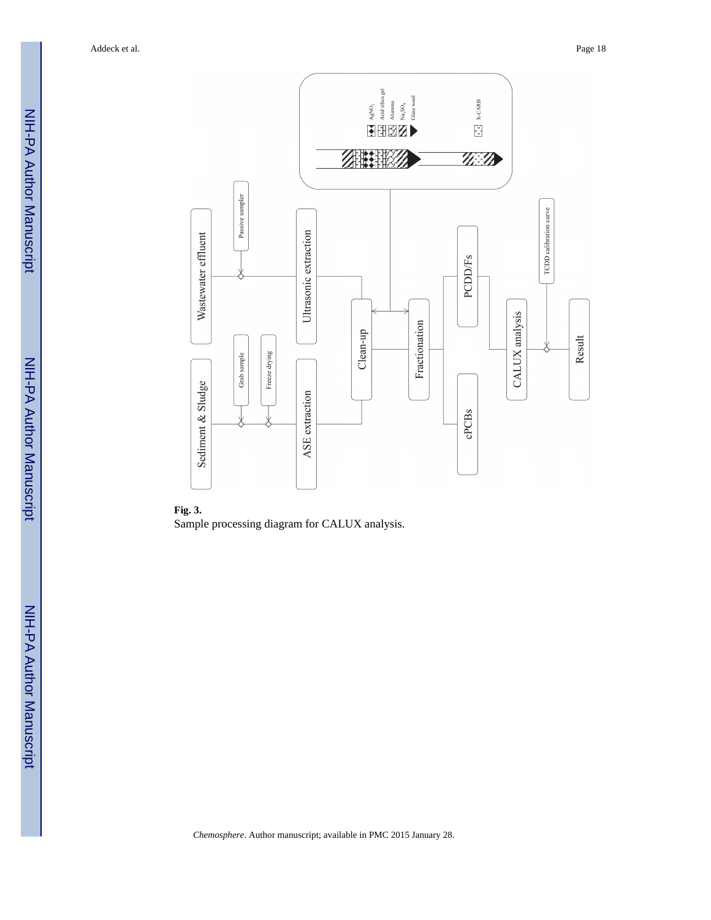**Fig. 3.**

Sample processing diagram for CALUX analysis.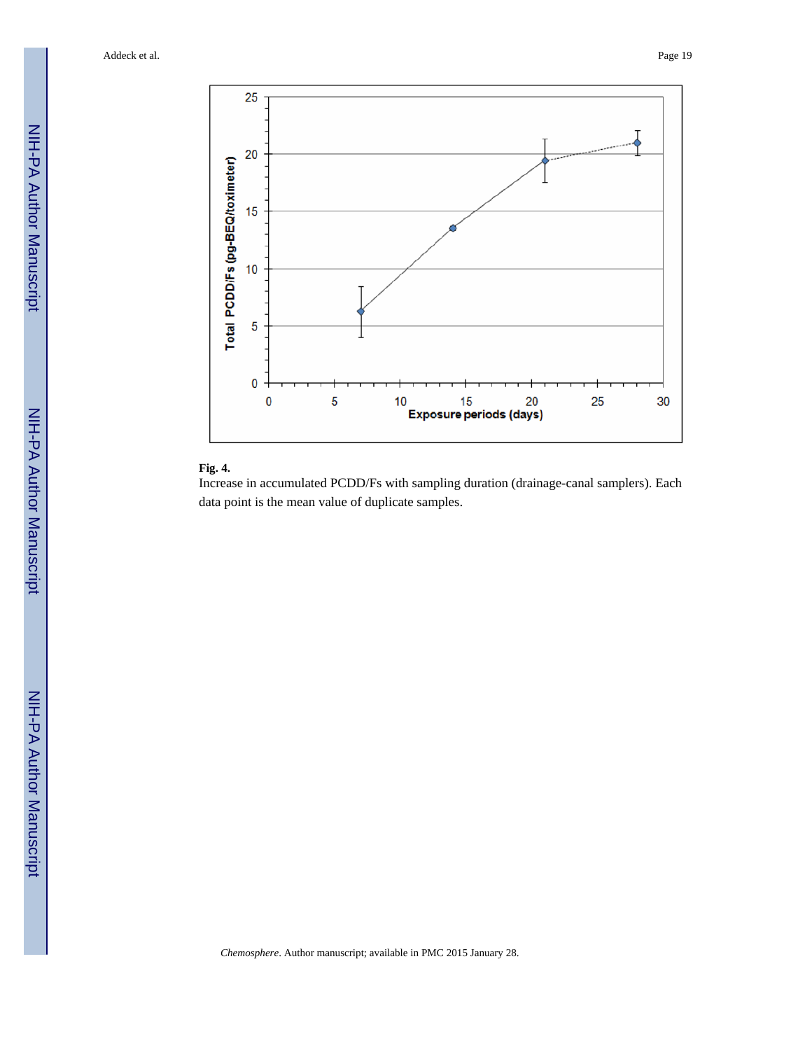**Fig. 4.**

Increase in accumulated PCDD/Fs with sampling duration (drainage-canal samplers). Each data point is the mean value of duplicate samples.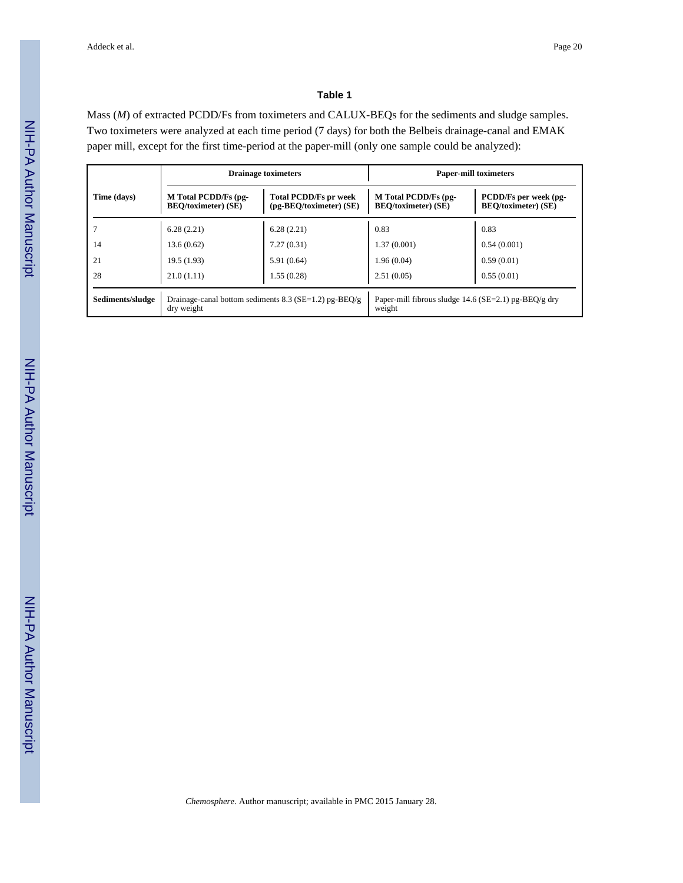**Table 1**

Mass (*M*) of extracted PCDD/Fs from toximeters and CALUX-BEQs for the sediments and sludge samples. Two toximeters were analyzed at each time period (7 days) for both the Belbeis drainage-canal and EMAK paper mill, except for the first time-period at the paper-mill (only one sample could be analyzed):

| | Drainage toximeters | | Paper-mill toximeters | |
|---|---|---|---|---|
| **Time (days)** | **M Total PCDD/Fs (pg-BEQ/toximeter) (SE)** | **Total PCDD/Fs pr week (pg-BEQ/toximeter) (SE)** | **M Total PCDD/Fs (pg-BEQ/toximeter) (SE)** | **PCDD/Fs per week (pg-BEQ/toximeter) (SE)** |
| 7 | 6.28 (2.21) | 6.28 (2.21) | 0.83 | 0.83 |
| 14 | 13.6 (0.62) | 7.27 (0.31) | 1.37 (0.001) | 0.54 (0.001) |
| 21 | 19.5 (1.93) | 5.91 (0.64) | 1.96 (0.04) | 0.59 (0.01) |
| 28 | 21.0 (1.11) | 1.55 (0.28) | 2.51 (0.05) | 0.55 (0.01) |
| **Sediments/sludge** | Drainage-canal bottom sediments 8.3 (SE=1.2) pg-BEQ/g dry weight | | Paper-mill fibrous sludge 14.6 (SE=2.1) pg-BEQ/g dry weight | |